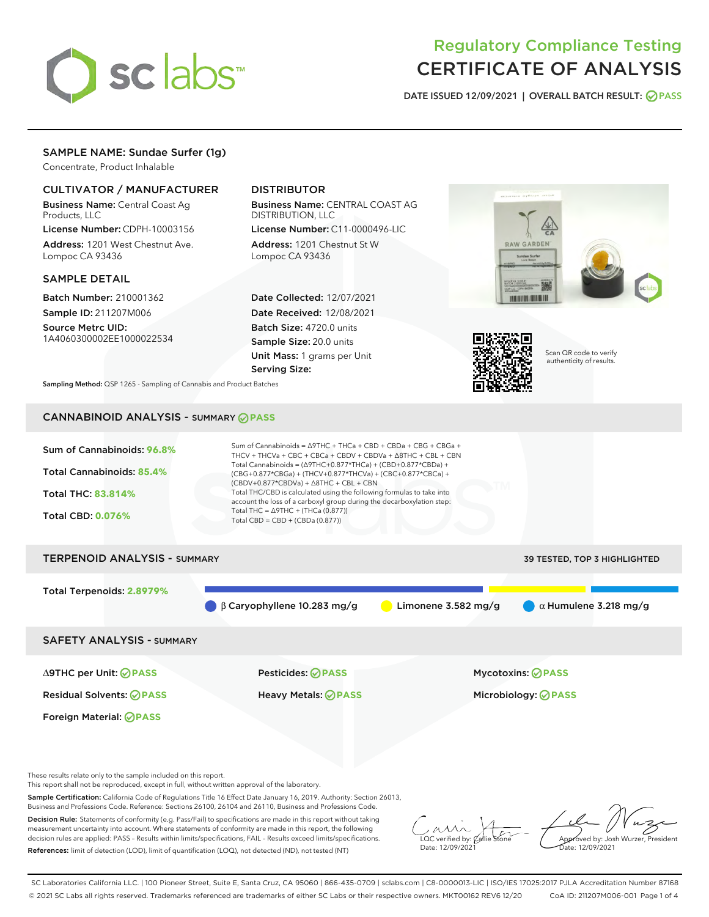# Regulatory Compliance Testing
# CERTIFICATE OF ANALYSIS

DATE ISSUED 12/09/2021 | OVERALL BATCH RESULT: PASS

## SAMPLE NAME: Sundae Surfer (1g)

Concentrate, Product Inhalable

### CULTIVATOR / MANUFACTURER

**Business Name:** Central Coast Ag Products, LLC

**License Number:** CDPH-10003156

**Address:** 1201 West Chestnut Ave. Lompoc CA 93436

### DISTRIBUTOR

**Business Name:** CENTRAL COAST AG DISTRIBUTION, LLC

**License Number:** C11-0000496-LIC

**Address:** 1201 Chestnut St W Lompoc CA 93436

### SAMPLE DETAIL

**Batch Number:** 210001362

**Sample ID:** 211207M006

**Source Metrc UID:** 1A4060300002EE1000022534

**Date Collected:** 12/07/2021

**Date Received:** 12/08/2021

**Batch Size:** 4720.0 units

**Sample Size:** 20.0 units

**Unit Mass:** 1 grams per Unit

**Serving Size:**

Scan QR code to verify authenticity of results.

**Sampling Method:** QSP 1265 - Sampling of Cannabis and Product Batches

## CANNABINOID ANALYSIS - SUMMARY PASS

**Sum of Cannabinoids:** 96.8%

**Total Cannabinoids:** 85.4%

**Total THC:** 83.814%

**Total CBD:** 0.076%

Sum of Cannabinoids = Δ9THC + THCa + CBD + CBDa + CBG + CBGa + THCV + THCVa + CBC + CBCa + CBDV + CBDVa + Δ8THC + CBL + CBN

Total Cannabinoids = (Δ9THC+0.877*THCa) + (CBD+0.877*CBDa) + (CBG+0.877*CBGa) + (THCV+0.877*THCVa) + (CBC+0.877*CBCa) + (CBDV+0.877*CBDVa) + Δ8THC + CBL + CBN

Total THC/CBD is calculated using the following formulas to take into account the loss of a carboxyl group during the decarboxylation step:

Total THC = Δ9THC + (THCa (0.877))

Total CBD = CBD + (CBDa (0.877))

## TERPENOID ANALYSIS - SUMMARY

39 TESTED, TOP 3 HIGHLIGHTED

**Total Terpenoids:** 2.8979%

β Caryophyllene 10.283 mg/g | Limonene 3.582 mg/g | α Humulene 3.218 mg/g

## SAFETY ANALYSIS - SUMMARY

| | | |
|---|---|---|
| Δ9THC per Unit: PASS | Pesticides: PASS | Mycotoxins: PASS |
| Residual Solvents: PASS | Heavy Metals: PASS | Microbiology: PASS |
| Foreign Material: PASS | | |

These results relate only to the sample included on this report.
This report shall not be reproduced, except in full, without written approval of the laboratory.

**Sample Certification:** California Code of Regulations Title 16 Effect Date January 16, 2019. Authority: Section 26013, Business and Professions Code. Reference: Sections 26100, 26104 and 26110, Business and Professions Code.

**Decision Rule:** Statements of conformity (e.g. Pass/Fail) to specifications are made in this report without taking measurement uncertainty into account. Where statements of conformity are made in this report, the following decision rules are applied: PASS – Results within limits/specifications, FAIL – Results exceed limits/specifications.

**References:** limit of detection (LOD), limit of quantification (LOQ), not detected (ND), not tested (NT)

LQC verified by: Callie Stone
Date: 12/09/2021

Approved by: Josh Wurzer, President
Date: 12/09/2021

SC Laboratories California LLC. | 100 Pioneer Street, Suite E, Santa Cruz, CA 95060 | 866-435-0709 | sclabs.com | C8-0000013-LIC | ISO/IES 17025:2017 PJLA Accreditation Number 87168
© 2021 SC Labs all rights reserved. Trademarks referenced are trademarks of either SC Labs or their respective owners. MKT00162 REV6 12/20 CoA ID: 211207M006-001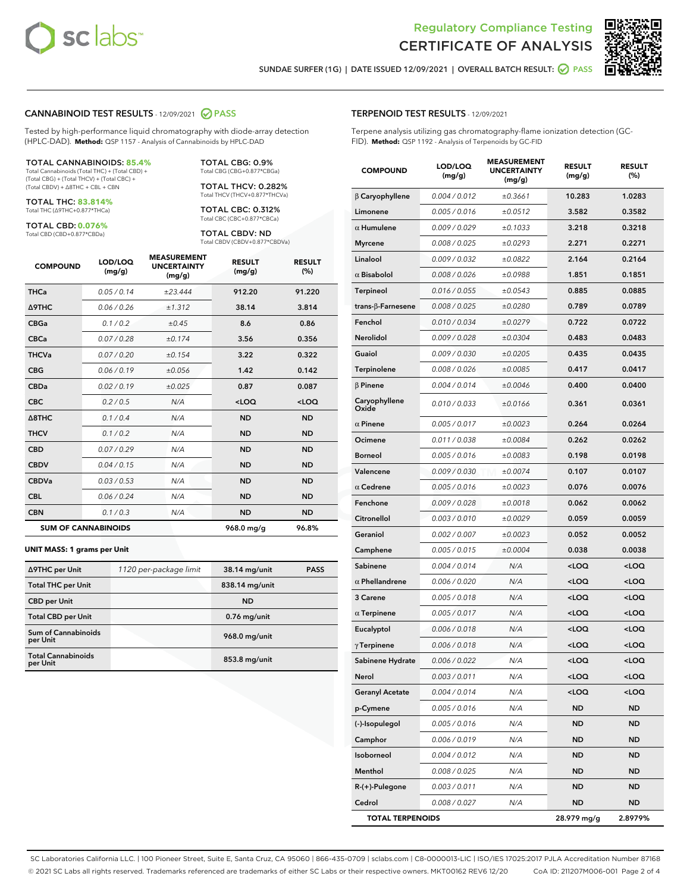# Regulatory Compliance Testing
# CERTIFICATE OF ANALYSIS

SUNDAE SURFER (1G) | DATE ISSUED 12/09/2021 | OVERALL BATCH RESULT: PASS

## CANNABINOID TEST RESULTS - 12/09/2021 PASS

Tested by high-performance liquid chromatography with diode-array detection (HPLC-DAD). **Method:** QSP 1157 - Analysis of Cannabinoids by HPLC-DAD

**TOTAL CANNABINOIDS: 85.4%**
Total Cannabinoids (Total THC) + (Total CBD) + (Total CBG) + (Total THCV) + (Total CBC) + (Total CBDV) + Δ8THC + CBL + CBN

**TOTAL THC: 83.814%**
Total THC (Δ9THC+0.877*THCa)

**TOTAL CBD: 0.076%**
Total CBD (CBD+0.877*CBDa)

**TOTAL CBG: 0.9%**
Total CBG (CBG+0.877*CBGa)

**TOTAL THCV: 0.282%**
Total THCV (THCV+0.877*THCVa)

**TOTAL CBC: 0.312%**
Total CBC (CBC+0.877*CBCa)

**TOTAL CBDV: ND**
Total CBDV (CBDV+0.877*CBDVa)

| COMPOUND | LOD/LOQ (mg/g) | MEASUREMENT UNCERTAINTY (mg/g) | RESULT (mg/g) | RESULT (%) |
|---|---|---|---|---|
| THCa | 0.05 / 0.14 | ±23.444 | 912.20 | 91.220 |
| Δ9THC | 0.06 / 0.26 | ±1.312 | 38.14 | 3.814 |
| CBGa | 0.1 / 0.2 | ±0.45 | 8.6 | 0.86 |
| CBCa | 0.07 / 0.28 | ±0.174 | 3.56 | 0.356 |
| THCVa | 0.07 / 0.20 | ±0.154 | 3.22 | 0.322 |
| CBG | 0.06 / 0.19 | ±0.056 | 1.42 | 0.142 |
| CBDa | 0.02 / 0.19 | ±0.025 | 0.87 | 0.087 |
| CBC | 0.2 / 0.5 | N/A | <LOQ | <LOQ |
| Δ8THC | 0.1 / 0.4 | N/A | ND | ND |
| THCV | 0.1 / 0.2 | N/A | ND | ND |
| CBD | 0.07 / 0.29 | N/A | ND | ND |
| CBDV | 0.04 / 0.15 | N/A | ND | ND |
| CBDVa | 0.03 / 0.53 | N/A | ND | ND |
| CBL | 0.06 / 0.24 | N/A | ND | ND |
| CBN | 0.1 / 0.3 | N/A | ND | ND |
| **SUM OF CANNABINOIDS** | | | 968.0 mg/g | 96.8% |

**UNIT MASS: 1 grams per Unit**

| | | | |
|---|---|---|---|
| Δ9THC per Unit | 1120 per-package limit | 38.14 mg/unit | PASS |
| Total THC per Unit | | 838.14 mg/unit | |
| CBD per Unit | | ND | |
| Total CBD per Unit | | 0.76 mg/unit | |
| Sum of Cannabinoids per Unit | | 968.0 mg/unit | |
| Total Cannabinoids per Unit | | 853.8 mg/unit | |

## TERPENOID TEST RESULTS - 12/09/2021

Terpene analysis utilizing gas chromatography-flame ionization detection (GC-FID). **Method:** QSP 1192 - Analysis of Terpenoids by GC-FID

| COMPOUND | LOD/LOQ (mg/g) | MEASUREMENT UNCERTAINTY (mg/g) | RESULT (mg/g) | RESULT (%) |
|---|---|---|---|---|
| β Caryophyllene | 0.004 / 0.012 | ±0.3661 | 10.283 | 1.0283 |
| Limonene | 0.005 / 0.016 | ±0.0512 | 3.582 | 0.3582 |
| α Humulene | 0.009 / 0.029 | ±0.1033 | 3.218 | 0.3218 |
| Myrcene | 0.008 / 0.025 | ±0.0293 | 2.271 | 0.2271 |
| Linalool | 0.009 / 0.032 | ±0.0822 | 2.164 | 0.2164 |
| α Bisabolol | 0.008 / 0.026 | ±0.0988 | 1.851 | 0.1851 |
| Terpineol | 0.016 / 0.055 | ±0.0543 | 0.885 | 0.0885 |
| trans-β-Farnesene | 0.008 / 0.025 | ±0.0280 | 0.789 | 0.0789 |
| Fenchol | 0.010 / 0.034 | ±0.0279 | 0.722 | 0.0722 |
| Nerolidol | 0.009 / 0.028 | ±0.0304 | 0.483 | 0.0483 |
| Guaiol | 0.009 / 0.030 | ±0.0205 | 0.435 | 0.0435 |
| Terpinolene | 0.008 / 0.026 | ±0.0085 | 0.417 | 0.0417 |
| β Pinene | 0.004 / 0.014 | ±0.0046 | 0.400 | 0.0400 |
| Caryophyllene Oxide | 0.010 / 0.033 | ±0.0166 | 0.361 | 0.0361 |
| α Pinene | 0.005 / 0.017 | ±0.0023 | 0.264 | 0.0264 |
| Ocimene | 0.011 / 0.038 | ±0.0084 | 0.262 | 0.0262 |
| Borneol | 0.005 / 0.016 | ±0.0083 | 0.198 | 0.0198 |
| Valencene | 0.009 / 0.030 | ±0.0074 | 0.107 | 0.0107 |
| α Cedrene | 0.005 / 0.016 | ±0.0023 | 0.076 | 0.0076 |
| Fenchone | 0.009 / 0.028 | ±0.0018 | 0.062 | 0.0062 |
| Citronellol | 0.003 / 0.010 | ±0.0029 | 0.059 | 0.0059 |
| Geraniol | 0.002 / 0.007 | ±0.0023 | 0.052 | 0.0052 |
| Camphene | 0.005 / 0.015 | ±0.0004 | 0.038 | 0.0038 |
| Sabinene | 0.004 / 0.014 | N/A | <LOQ | <LOQ |
| α Phellandrene | 0.006 / 0.020 | N/A | <LOQ | <LOQ |
| 3 Carene | 0.005 / 0.018 | N/A | <LOQ | <LOQ |
| α Terpinene | 0.005 / 0.017 | N/A | <LOQ | <LOQ |
| Eucalyptol | 0.006 / 0.018 | N/A | <LOQ | <LOQ |
| γ Terpinene | 0.006 / 0.018 | N/A | <LOQ | <LOQ |
| Sabinene Hydrate | 0.006 / 0.022 | N/A | <LOQ | <LOQ |
| Nerol | 0.003 / 0.011 | N/A | <LOQ | <LOQ |
| Geranyl Acetate | 0.004 / 0.014 | N/A | <LOQ | <LOQ |
| p-Cymene | 0.005 / 0.016 | N/A | ND | ND |
| (-)-Isopulegol | 0.005 / 0.016 | N/A | ND | ND |
| Camphor | 0.006 / 0.019 | N/A | ND | ND |
| Isoborneol | 0.004 / 0.012 | N/A | ND | ND |
| Menthol | 0.008 / 0.025 | N/A | ND | ND |
| R-(+)-Pulegone | 0.003 / 0.011 | N/A | ND | ND |
| Cedrol | 0.008 / 0.027 | N/A | ND | ND |
| **TOTAL TERPENOIDS** | | | 28.979 mg/g | 2.8979% |

SC Laboratories California LLC. | 100 Pioneer Street, Suite E, Santa Cruz, CA 95060 | 866-435-0709 | sclabs.com | C8-0000013-LIC | ISO/IES 17025:2017 PJLA Accreditation Number 87168
© 2021 SC Labs all rights reserved. Trademarks referenced are trademarks of either SC Labs or their respective owners. MKT00162 REV6 12/20 CoA ID: 211207M006-001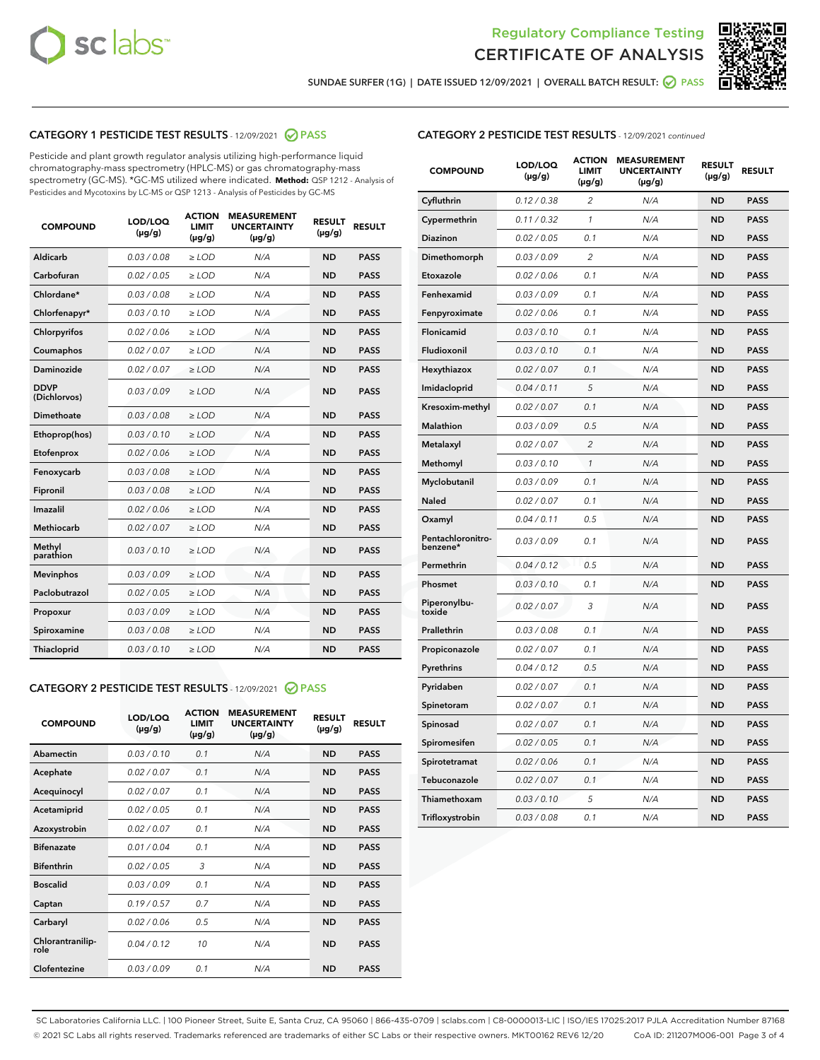# Regulatory Compliance Testing
# CERTIFICATE OF ANALYSIS

SUNDAE SURFER (1G) | DATE ISSUED 12/09/2021 | OVERALL BATCH RESULT: PASS

## CATEGORY 1 PESTICIDE TEST RESULTS - 12/09/2021 PASS

Pesticide and plant growth regulator analysis utilizing high-performance liquid chromatography-mass spectrometry (HPLC-MS) or gas chromatography-mass spectrometry (GC-MS). *GC-MS utilized where indicated. **Method:** QSP 1212 - Analysis of Pesticides and Mycotoxins by LC-MS or QSP 1213 - Analysis of Pesticides by GC-MS

| COMPOUND | LOD/LOQ (µg/g) | ACTION LIMIT (µg/g) | MEASUREMENT UNCERTAINTY (µg/g) | RESULT (µg/g) | RESULT |
|---|---|---|---|---|---|
| Aldicarb | 0.03 / 0.08 | ≥ LOD | N/A | ND | PASS |
| Carbofuran | 0.02 / 0.05 | ≥ LOD | N/A | ND | PASS |
| Chlordane* | 0.03 / 0.08 | ≥ LOD | N/A | ND | PASS |
| Chlorfenapyr* | 0.03 / 0.10 | ≥ LOD | N/A | ND | PASS |
| Chlorpyrifos | 0.02 / 0.06 | ≥ LOD | N/A | ND | PASS |
| Coumaphos | 0.02 / 0.07 | ≥ LOD | N/A | ND | PASS |
| Daminozide | 0.02 / 0.07 | ≥ LOD | N/A | ND | PASS |
| DDVP (Dichlorvos) | 0.03 / 0.09 | ≥ LOD | N/A | ND | PASS |
| Dimethoate | 0.03 / 0.08 | ≥ LOD | N/A | ND | PASS |
| Ethoprop(hos) | 0.03 / 0.10 | ≥ LOD | N/A | ND | PASS |
| Etofenprox | 0.02 / 0.06 | ≥ LOD | N/A | ND | PASS |
| Fenoxycarb | 0.03 / 0.08 | ≥ LOD | N/A | ND | PASS |
| Fipronil | 0.03 / 0.08 | ≥ LOD | N/A | ND | PASS |
| Imazalil | 0.02 / 0.06 | ≥ LOD | N/A | ND | PASS |
| Methiocarb | 0.02 / 0.07 | ≥ LOD | N/A | ND | PASS |
| Methyl parathion | 0.03 / 0.10 | ≥ LOD | N/A | ND | PASS |
| Mevinphos | 0.03 / 0.09 | ≥ LOD | N/A | ND | PASS |
| Paclobutrazol | 0.02 / 0.05 | ≥ LOD | N/A | ND | PASS |
| Propoxur | 0.03 / 0.09 | ≥ LOD | N/A | ND | PASS |
| Spiroxamine | 0.03 / 0.08 | ≥ LOD | N/A | ND | PASS |
| Thiacloprid | 0.03 / 0.10 | ≥ LOD | N/A | ND | PASS |

## CATEGORY 2 PESTICIDE TEST RESULTS - 12/09/2021 PASS

| COMPOUND | LOD/LOQ (µg/g) | ACTION LIMIT (µg/g) | MEASUREMENT UNCERTAINTY (µg/g) | RESULT (µg/g) | RESULT |
|---|---|---|---|---|---|
| Abamectin | 0.03 / 0.10 | 0.1 | N/A | ND | PASS |
| Acephate | 0.02 / 0.07 | 0.1 | N/A | ND | PASS |
| Acequinocyl | 0.02 / 0.07 | 0.1 | N/A | ND | PASS |
| Acetamiprid | 0.02 / 0.05 | 0.1 | N/A | ND | PASS |
| Azoxystrobin | 0.02 / 0.07 | 0.1 | N/A | ND | PASS |
| Bifenazate | 0.01 / 0.04 | 0.1 | N/A | ND | PASS |
| Bifenthrin | 0.02 / 0.05 | 3 | N/A | ND | PASS |
| Boscalid | 0.03 / 0.09 | 0.1 | N/A | ND | PASS |
| Captan | 0.19 / 0.57 | 0.7 | N/A | ND | PASS |
| Carbaryl | 0.02 / 0.06 | 0.5 | N/A | ND | PASS |
| Chlorantraniliprole | 0.04 / 0.12 | 10 | N/A | ND | PASS |
| Clofentezine | 0.03 / 0.09 | 0.1 | N/A | ND | PASS |
| Cyfluthrin | 0.12 / 0.38 | 2 | N/A | ND | PASS |
| Cypermethrin | 0.11 / 0.32 | 1 | N/A | ND | PASS |
| Diazinon | 0.02 / 0.05 | 0.1 | N/A | ND | PASS |
| Dimethomorph | 0.03 / 0.09 | 2 | N/A | ND | PASS |
| Etoxazole | 0.02 / 0.06 | 0.1 | N/A | ND | PASS |
| Fenhexamid | 0.03 / 0.09 | 0.1 | N/A | ND | PASS |
| Fenpyroximate | 0.02 / 0.06 | 0.1 | N/A | ND | PASS |
| Flonicamid | 0.03 / 0.10 | 0.1 | N/A | ND | PASS |
| Fludioxonil | 0.03 / 0.10 | 0.1 | N/A | ND | PASS |
| Hexythiazox | 0.02 / 0.07 | 0.1 | N/A | ND | PASS |
| Imidacloprid | 0.04 / 0.11 | 5 | N/A | ND | PASS |
| Kresoxim-methyl | 0.02 / 0.07 | 0.1 | N/A | ND | PASS |
| Malathion | 0.03 / 0.09 | 0.5 | N/A | ND | PASS |
| Metalaxyl | 0.02 / 0.07 | 2 | N/A | ND | PASS |
| Methomyl | 0.03 / 0.10 | 1 | N/A | ND | PASS |
| Myclobutanil | 0.03 / 0.09 | 0.1 | N/A | ND | PASS |
| Naled | 0.02 / 0.07 | 0.1 | N/A | ND | PASS |
| Oxamyl | 0.04 / 0.11 | 0.5 | N/A | ND | PASS |
| Pentachloronitrobenzene* | 0.03 / 0.09 | 0.1 | N/A | ND | PASS |
| Permethrin | 0.04 / 0.12 | 0.5 | N/A | ND | PASS |
| Phosmet | 0.03 / 0.10 | 0.1 | N/A | ND | PASS |
| Piperonylbutoxide | 0.02 / 0.07 | 3 | N/A | ND | PASS |
| Prallethrin | 0.03 / 0.08 | 0.1 | N/A | ND | PASS |
| Propiconazole | 0.02 / 0.07 | 0.1 | N/A | ND | PASS |
| Pyrethrins | 0.04 / 0.12 | 0.5 | N/A | ND | PASS |
| Pyridaben | 0.02 / 0.07 | 0.1 | N/A | ND | PASS |
| Spinetoram | 0.02 / 0.07 | 0.1 | N/A | ND | PASS |
| Spinosad | 0.02 / 0.07 | 0.1 | N/A | ND | PASS |
| Spiromesifen | 0.02 / 0.05 | 0.1 | N/A | ND | PASS |
| Spirotetramat | 0.02 / 0.06 | 0.1 | N/A | ND | PASS |
| Tebuconazole | 0.02 / 0.07 | 0.1 | N/A | ND | PASS |
| Thiamethoxam | 0.03 / 0.10 | 5 | N/A | ND | PASS |
| Trifloxystrobin | 0.03 / 0.08 | 0.1 | N/A | ND | PASS |

SC Laboratories California LLC. | 100 Pioneer Street, Suite E, Santa Cruz, CA 95060 | 866-435-0709 | sclabs.com | C8-0000013-LIC | ISO/IES 17025:2017 PJLA Accreditation Number 87168
© 2021 SC Labs all rights reserved. Trademarks referenced are trademarks of either SC Labs or their respective owners. MKT00162 REV6 12/20 CoA ID: 211207M006-001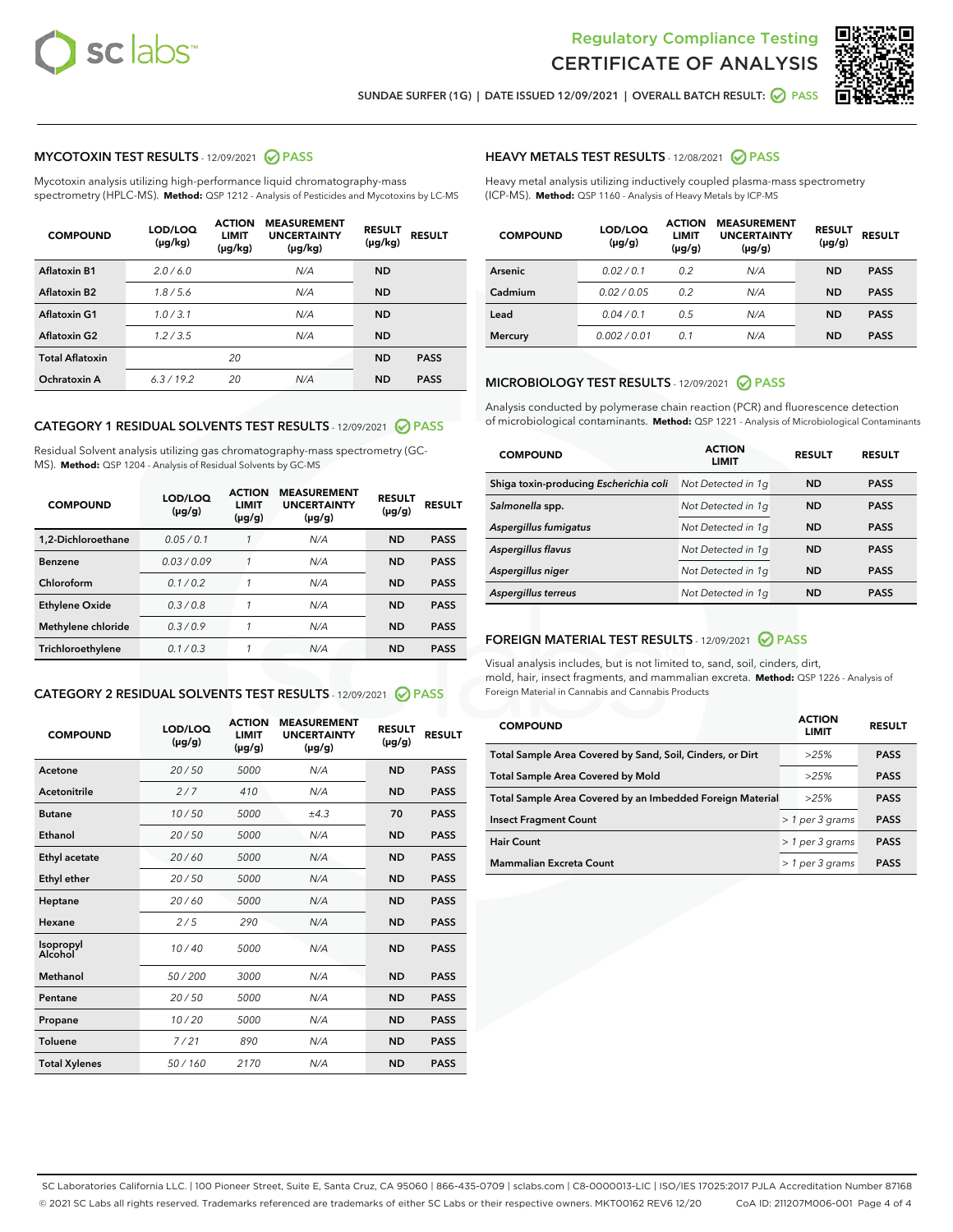# Regulatory Compliance Testing
# CERTIFICATE OF ANALYSIS

SUNDAE SURFER (1G) | DATE ISSUED 12/09/2021 | OVERALL BATCH RESULT: PASS

## MYCOTOXIN TEST RESULTS - 12/09/2021 PASS

Mycotoxin analysis utilizing high-performance liquid chromatography-mass spectrometry (HPLC-MS). **Method:** QSP 1212 - Analysis of Pesticides and Mycotoxins by LC-MS

| COMPOUND | LOD/LOQ (µg/kg) | ACTION LIMIT (µg/kg) | MEASUREMENT UNCERTAINTY (µg/kg) | RESULT (µg/kg) | RESULT |
|---|---|---|---|---|---|
| Aflatoxin B1 | 2.0 / 6.0 | | N/A | ND | |
| Aflatoxin B2 | 1.8 / 5.6 | | N/A | ND | |
| Aflatoxin G1 | 1.0 / 3.1 | | N/A | ND | |
| Aflatoxin G2 | 1.2 / 3.5 | | N/A | ND | |
| Total Aflatoxin | | 20 | | ND | PASS |
| Ochratoxin A | 6.3 / 19.2 | 20 | N/A | ND | PASS |

## CATEGORY 1 RESIDUAL SOLVENTS TEST RESULTS - 12/09/2021 PASS

Residual Solvent analysis utilizing gas chromatography-mass spectrometry (GC-MS). **Method:** QSP 1204 - Analysis of Residual Solvents by GC-MS

| COMPOUND | LOD/LOQ (µg/g) | ACTION LIMIT (µg/g) | MEASUREMENT UNCERTAINTY (µg/g) | RESULT (µg/g) | RESULT |
|---|---|---|---|---|---|
| 1,2-Dichloroethane | 0.05 / 0.1 | 1 | N/A | ND | PASS |
| Benzene | 0.03 / 0.09 | 1 | N/A | ND | PASS |
| Chloroform | 0.1 / 0.2 | 1 | N/A | ND | PASS |
| Ethylene Oxide | 0.3 / 0.8 | 1 | N/A | ND | PASS |
| Methylene chloride | 0.3 / 0.9 | 1 | N/A | ND | PASS |
| Trichloroethylene | 0.1 / 0.3 | 1 | N/A | ND | PASS |

## CATEGORY 2 RESIDUAL SOLVENTS TEST RESULTS - 12/09/2021 PASS

| COMPOUND | LOD/LOQ (µg/g) | ACTION LIMIT (µg/g) | MEASUREMENT UNCERTAINTY (µg/g) | RESULT (µg/g) | RESULT |
|---|---|---|---|---|---|
| Acetone | 20 / 50 | 5000 | N/A | ND | PASS |
| Acetonitrile | 2 / 7 | 410 | N/A | ND | PASS |
| Butane | 10 / 50 | 5000 | ±4.3 | 70 | PASS |
| Ethanol | 20 / 50 | 5000 | N/A | ND | PASS |
| Ethyl acetate | 20 / 60 | 5000 | N/A | ND | PASS |
| Ethyl ether | 20 / 50 | 5000 | N/A | ND | PASS |
| Heptane | 20 / 60 | 5000 | N/A | ND | PASS |
| Hexane | 2 / 5 | 290 | N/A | ND | PASS |
| Isopropyl Alcohol | 10 / 40 | 5000 | N/A | ND | PASS |
| Methanol | 50 / 200 | 3000 | N/A | ND | PASS |
| Pentane | 20 / 50 | 5000 | N/A | ND | PASS |
| Propane | 10 / 20 | 5000 | N/A | ND | PASS |
| Toluene | 7 / 21 | 890 | N/A | ND | PASS |
| Total Xylenes | 50 / 160 | 2170 | N/A | ND | PASS |

## HEAVY METALS TEST RESULTS - 12/08/2021 PASS

Heavy metal analysis utilizing inductively coupled plasma-mass spectrometry (ICP-MS). **Method:** QSP 1160 - Analysis of Heavy Metals by ICP-MS

| COMPOUND | LOD/LOQ (µg/g) | ACTION LIMIT (µg/g) | MEASUREMENT UNCERTAINTY (µg/g) | RESULT (µg/g) | RESULT |
|---|---|---|---|---|---|
| Arsenic | 0.02 / 0.1 | 0.2 | N/A | ND | PASS |
| Cadmium | 0.02 / 0.05 | 0.2 | N/A | ND | PASS |
| Lead | 0.04 / 0.1 | 0.5 | N/A | ND | PASS |
| Mercury | 0.002 / 0.01 | 0.1 | N/A | ND | PASS |

## MICROBIOLOGY TEST RESULTS - 12/09/2021 PASS

Analysis conducted by polymerase chain reaction (PCR) and fluorescence detection of microbiological contaminants. **Method:** QSP 1221 - Analysis of Microbiological Contaminants

| COMPOUND | ACTION LIMIT | RESULT | RESULT |
|---|---|---|---|
| Shiga toxin-producing *Escherichia coli* | Not Detected in 1g | ND | PASS |
| *Salmonella* spp. | Not Detected in 1g | ND | PASS |
| *Aspergillus fumigatus* | Not Detected in 1g | ND | PASS |
| *Aspergillus flavus* | Not Detected in 1g | ND | PASS |
| *Aspergillus niger* | Not Detected in 1g | ND | PASS |
| *Aspergillus terreus* | Not Detected in 1g | ND | PASS |

## FOREIGN MATERIAL TEST RESULTS - 12/09/2021 PASS

Visual analysis includes, but is not limited to, sand, soil, cinders, dirt, mold, hair, insect fragments, and mammalian excreta. **Method:** QSP 1226 - Analysis of Foreign Material in Cannabis and Cannabis Products

| COMPOUND | ACTION LIMIT | RESULT |
|---|---|---|
| Total Sample Area Covered by Sand, Soil, Cinders, or Dirt | >25% | PASS |
| Total Sample Area Covered by Mold | >25% | PASS |
| Total Sample Area Covered by an Imbedded Foreign Material | >25% | PASS |
| Insect Fragment Count | > 1 per 3 grams | PASS |
| Hair Count | > 1 per 3 grams | PASS |
| Mammalian Excreta Count | > 1 per 3 grams | PASS |

SC Laboratories California LLC. | 100 Pioneer Street, Suite E, Santa Cruz, CA 95060 | 866-435-0709 | sclabs.com | C8-0000013-LIC | ISO/IES 17025:2017 PJLA Accreditation Number 87168
© 2021 SC Labs all rights reserved. Trademarks referenced are trademarks of either SC Labs or their respective owners. MKT00162 REV6 12/20 CoA ID: 211207M006-001